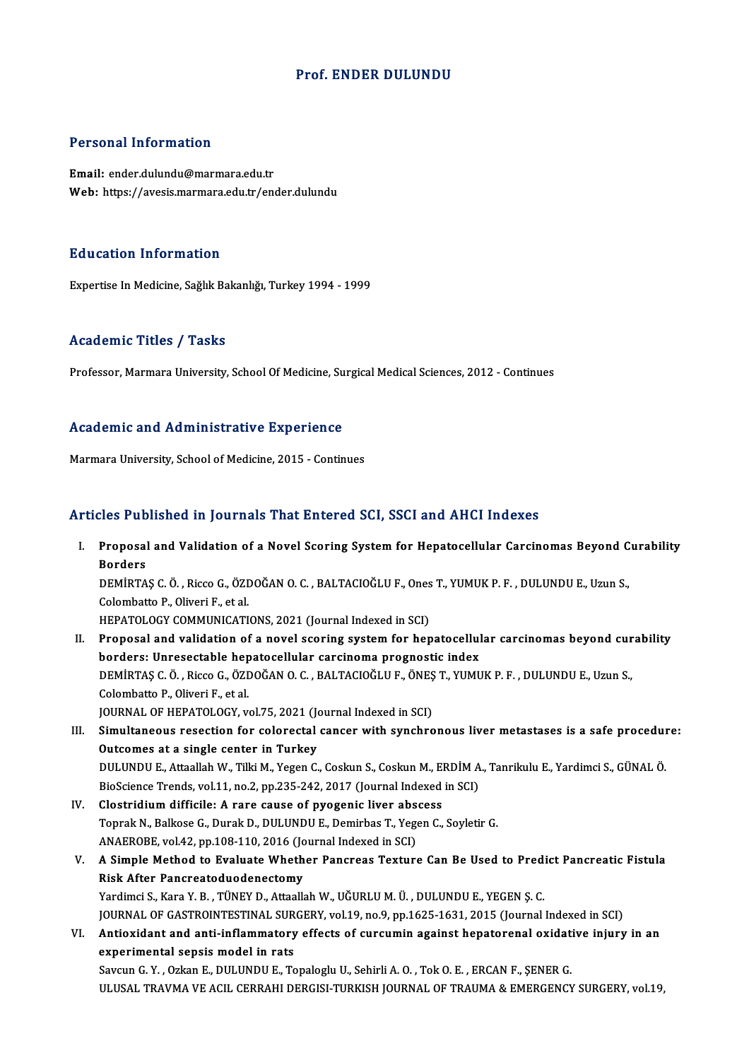# Prof. ENDER DULUNDU

## Personal Information

**Email:** ender.dulundu@marmara.edu.tr
**Web:** https://avesis.marmara.edu.tr/ender.dulundu

## Education Information

Expertise In Medicine, Sağlık Bakanlığı, Turkey 1994 - 1999

## Academic Titles / Tasks

Professor, Marmara University, School Of Medicine, Surgical Medical Sciences, 2012 - Continues

## Academic and Administrative Experience

Marmara University, School of Medicine, 2015 - Continues

## Articles Published in Journals That Entered SCI, SSCI and AHCI Indexes

I. **Proposal and Validation of a Novel Scoring System for Hepatocellular Carcinomas Beyond Curability Borders**
DEMİRTAŞ C. Ö. , Ricco G., ÖZDOĞAN O. C. , BALTACIOĞLU F., Ones T., YUMUK P. F. , DULUNDU E., Uzun S., Colombatto P., Oliveri F., et al.
HEPATOLOGY COMMUNICATIONS, 2021 (Journal Indexed in SCI)

II. **Proposal and validation of a novel scoring system for hepatocellular carcinomas beyond curability borders: Unresectable hepatocellular carcinoma prognostic index**
DEMİRTAŞ C. Ö. , Ricco G., ÖZDOĞAN O. C. , BALTACIOĞLU F., ÖNEŞ T., YUMUK P. F. , DULUNDU E., Uzun S., Colombatto P., Oliveri F., et al.
JOURNAL OF HEPATOLOGY, vol.75, 2021 (Journal Indexed in SCI)

III. **Simultaneous resection for colorectal cancer with synchronous liver metastases is a safe procedure: Outcomes at a single center in Turkey**
DULUNDU E., Attaallah W., Tilki M., Yegen C., Coskun S., Coskun M., ERDİM A., Tanrikulu E., Yardimci S., GÜNAL Ö.
BioScience Trends, vol.11, no.2, pp.235-242, 2017 (Journal Indexed in SCI)

IV. **Clostridium difficile: A rare cause of pyogenic liver abscess**
Toprak N., Balkose G., Durak D., DULUNDU E., Demirbas T., Yegen C., Soyletir G.
ANAEROBE, vol.42, pp.108-110, 2016 (Journal Indexed in SCI)

V. **A Simple Method to Evaluate Whether Pancreas Texture Can Be Used to Predict Pancreatic Fistula Risk After Pancreatoduodenectomy**
Yardimci S., Kara Y. B. , TÜNEY D., Attaallah W., UĞURLU M. Ü. , DULUNDU E., YEGEN Ş. C.
JOURNAL OF GASTROINTESTINAL SURGERY, vol.19, no.9, pp.1625-1631, 2015 (Journal Indexed in SCI)

VI. **Antioxidant and anti-inflammatory effects of curcumin against hepatorenal oxidative injury in an experimental sepsis model in rats**
Savcun G. Y. , Ozkan E., DULUNDU E., Topaloglu U., Sehirli A. O. , Tok O. E. , ERCAN F., ŞENER G.
ULUSAL TRAVMA VE ACIL CERRAHI DERGISI-TURKISH JOURNAL OF TRAUMA & EMERGENCY SURGERY, vol.19,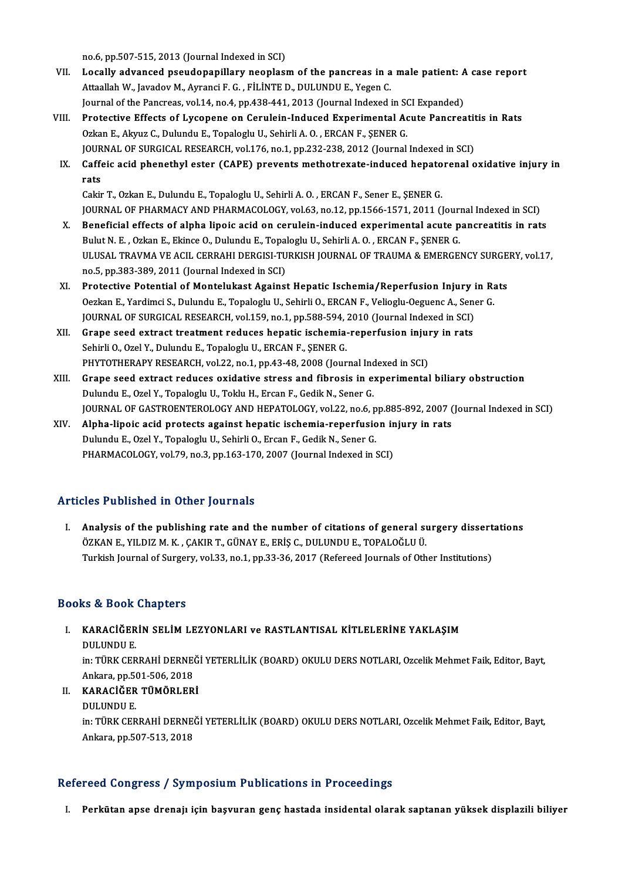no.6, pp.507-515, 2013 (Journal Indexed in SCI)

VII. **Locally advanced pseudopapillary neoplasm of the pancreas in a male patient: A case report**
Attaallah W., Javadov M., Ayranci F. G. , FİLİNTE D., DULUNDU E., Yegen C.
Journal of the Pancreas, vol.14, no.4, pp.438-441, 2013 (Journal Indexed in SCI Expanded)

VIII. **Protective Effects of Lycopene on Cerulein-Induced Experimental Acute Pancreatitis in Rats**
Ozkan E., Akyuz C., Dulundu E., Topaloglu U., Sehirli A. O. , ERCAN F., ŞENER G.
JOURNAL OF SURGICAL RESEARCH, vol.176, no.1, pp.232-238, 2012 (Journal Indexed in SCI)

IX. **Caffeic acid phenethyl ester (CAPE) prevents methotrexate-induced hepatorenal oxidative injury in rats**
Cakir T., Ozkan E., Dulundu E., Topaloglu U., Sehirli A. O. , ERCAN F., Sener E., ŞENER G.
JOURNAL OF PHARMACY AND PHARMACOLOGY, vol.63, no.12, pp.1566-1571, 2011 (Journal Indexed in SCI)

X. **Beneficial effects of alpha lipoic acid on cerulein-induced experimental acute pancreatitis in rats**
Bulut N. E. , Ozkan E., Ekince O., Dulundu E., Topaloglu U., Sehirli A. O. , ERCAN F., ŞENER G.
ULUSAL TRAVMA VE ACIL CERRAHI DERGISI-TURKISH JOURNAL OF TRAUMA & EMERGENCY SURGERY, vol.17, no.5, pp.383-389, 2011 (Journal Indexed in SCI)

XI. **Protective Potential of Montelukast Against Hepatic Ischemia/Reperfusion Injury in Rats**
Oezkan E., Yardimci S., Dulundu E., Topaloglu U., Sehirli O., ERCAN F., Velioglu-Oeguenc A., Sener G.
JOURNAL OF SURGICAL RESEARCH, vol.159, no.1, pp.588-594, 2010 (Journal Indexed in SCI)

XII. **Grape seed extract treatment reduces hepatic ischemia-reperfusion injury in rats**
Sehirli O., Ozel Y., Dulundu E., Topaloglu U., ERCAN F., ŞENER G.
PHYTOTHERAPY RESEARCH, vol.22, no.1, pp.43-48, 2008 (Journal Indexed in SCI)

XIII. **Grape seed extract reduces oxidative stress and fibrosis in experimental biliary obstruction**
Dulundu E., Ozel Y., Topaloglu U., Toklu H., Ercan F., Gedik N., Sener G.
JOURNAL OF GASTROENTEROLOGY AND HEPATOLOGY, vol.22, no.6, pp.885-892, 2007 (Journal Indexed in SCI)

XIV. **Alpha-lipoic acid protects against hepatic ischemia-reperfusion injury in rats**
Dulundu E., Ozel Y., Topaloglu U., Sehirli O., Ercan F., Gedik N., Sener G.
PHARMACOLOGY, vol.79, no.3, pp.163-170, 2007 (Journal Indexed in SCI)

## Articles Published in Other Journals

I. **Analysis of the publishing rate and the number of citations of general surgery dissertations**
ÖZKAN E., YILDIZ M. K. , ÇAKIR T., GÜNAY E., ERİŞ C., DULUNDU E., TOPALOĞLU Ü.
Turkish Journal of Surgery, vol.33, no.1, pp.33-36, 2017 (Refereed Journals of Other Institutions)

## Books & Book Chapters

I. **KARACİĞERİN SELİM LEZYONLARI ve RASTLANTISAL KİTLELERİNE YAKLAŞIM**
DULUNDU E.
in: TÜRK CERRAHİ DERNEĞİ YETERLİLİK (BOARD) OKULU DERS NOTLARI, Ozcelik Mehmet Faik, Editor, Bayt, Ankara, pp.501-506, 2018

II. **KARACİĞER TÜMÖRLERİ**
DULUNDU E.
in: TÜRK CERRAHİ DERNEĞİ YETERLİLİK (BOARD) OKULU DERS NOTLARI, Ozcelik Mehmet Faik, Editor, Bayt, Ankara, pp.507-513, 2018

## Refereed Congress / Symposium Publications in Proceedings

I. **Perkütan apse drenajı için başvuran genç hastada insidental olarak saptanan yüksek displazili biliyer**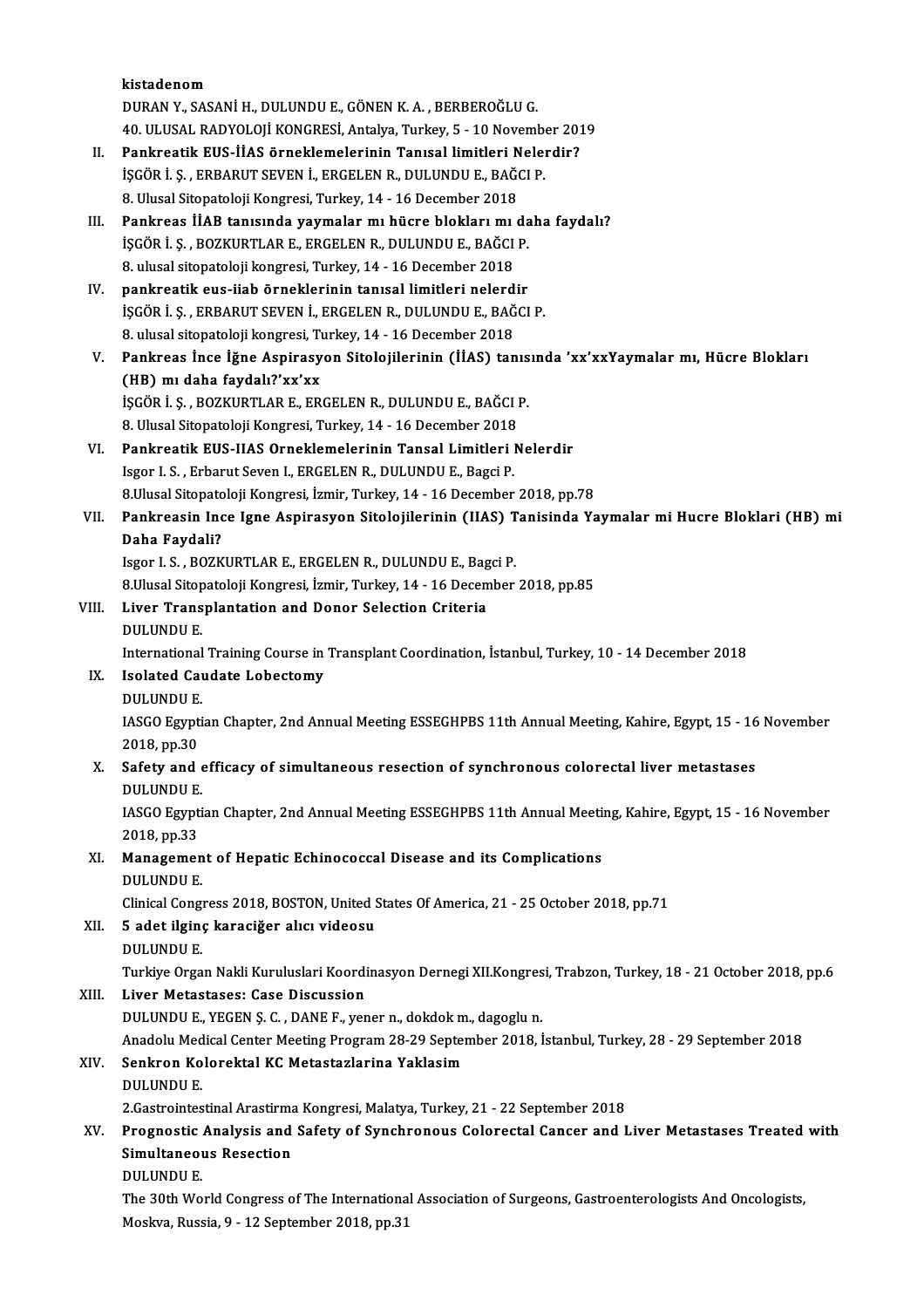kistadenom
DURAN Y., SASANİ H., DULUNDU E., GÖNEN K. A. , BERBEROĞLU G.
40. ULUSAL RADYOLOJİ KONGRESİ, Antalya, Turkey, 5 - 10 November 2019

II. **Pankreatik EUS-İİAS örneklemelerinin Tanısal limitleri Nelerdir?**
İŞGÖR İ. Ş. , ERBARUT SEVEN İ., ERGELEN R., DULUNDU E., BAĞCI P.
8. Ulusal Sitopatoloji Kongresi, Turkey, 14 - 16 December 2018

III. **Pankreas İİAB tanısında yaymalar mı hücre blokları mı daha faydalı?**
İŞGÖR İ. Ş. , BOZKURTLAR E., ERGELEN R., DULUNDU E., BAĞCI P.
8. ulusal sitopatoloji kongresi, Turkey, 14 - 16 December 2018

IV. **pankreatik eus-iiab örneklerinin tanısal limitleri nelerdir**
İŞGÖR İ. Ş. , ERBARUT SEVEN İ., ERGELEN R., DULUNDU E., BAĞCI P.
8. ulusal sitopatoloji kongresi, Turkey, 14 - 16 December 2018

V. **Pankreas İnce İğne Aspirasyon Sitolojilerinin (İİAS) tanısında 'xx'xxYaymalar mı, Hücre Blokları (HB) mı daha faydalı?'xx'xx**
İŞGÖR İ. Ş. , BOZKURTLAR E., ERGELEN R., DULUNDU E., BAĞCI P.
8. Ulusal Sitopatoloji Kongresi, Turkey, 14 - 16 December 2018

VI. **Pankreatik EUS-IIAS Orneklemelerinin Tansal Limitleri Nelerdir**
Isgor I. S. , Erbarut Seven I., ERGELEN R., DULUNDU E., Bagci P.
8.Ulusal Sitopatoloji Kongresi, İzmir, Turkey, 14 - 16 December 2018, pp.78

VII. **Pankreasin Ince Igne Aspirasyon Sitolojilerinin (IIAS) Tanisinda Yaymalar mi Hucre Bloklari (HB) mi Daha Faydali?**
Isgor I. S. , BOZKURTLAR E., ERGELEN R., DULUNDU E., Bagci P.
8.Ulusal Sitopatoloji Kongresi, İzmir, Turkey, 14 - 16 December 2018, pp.85

VIII. **Liver Transplantation and Donor Selection Criteria**
DULUNDU E.
International Training Course in Transplant Coordination, İstanbul, Turkey, 10 - 14 December 2018

IX. **Isolated Caudate Lobectomy**
DULUNDU E.
IASGO Egyptian Chapter, 2nd Annual Meeting ESSEGHPBS 11th Annual Meeting, Kahire, Egypt, 15 - 16 November 2018, pp.30

X. **Safety and efficacy of simultaneous resection of synchronous colorectal liver metastases**
DULUNDU E.
IASGO Egyptian Chapter, 2nd Annual Meeting ESSEGHPBS 11th Annual Meeting, Kahire, Egypt, 15 - 16 November 2018, pp.33

XI. **Management of Hepatic Echinococcal Disease and its Complications**
DULUNDU E.
Clinical Congress 2018, BOSTON, United States Of America, 21 - 25 October 2018, pp.71

XII. **5 adet ilginç karaciğer alıcı videosu**
DULUNDU E.
Turkiye Organ Nakli Kuruluslari Koordinasyon Dernegi XII.Kongresi, Trabzon, Turkey, 18 - 21 October 2018, pp.6

XIII. **Liver Metastases: Case Discussion**
DULUNDU E., YEGEN Ş. C. , DANE F., yener n., dokdok m., dagoglu n.
Anadolu Medical Center Meeting Program 28-29 September 2018, İstanbul, Turkey, 28 - 29 September 2018

XIV. **Senkron Kolorektal KC Metastazlarina Yaklasim**
DULUNDU E.
2.Gastrointestinal Arastirma Kongresi, Malatya, Turkey, 21 - 22 September 2018

XV. **Prognostic Analysis and Safety of Synchronous Colorectal Cancer and Liver Metastases Treated with Simultaneous Resection**
DULUNDU E.
The 30th World Congress of The International Association of Surgeons, Gastroenterologists And Oncologists, Moskva, Russia, 9 - 12 September 2018, pp.31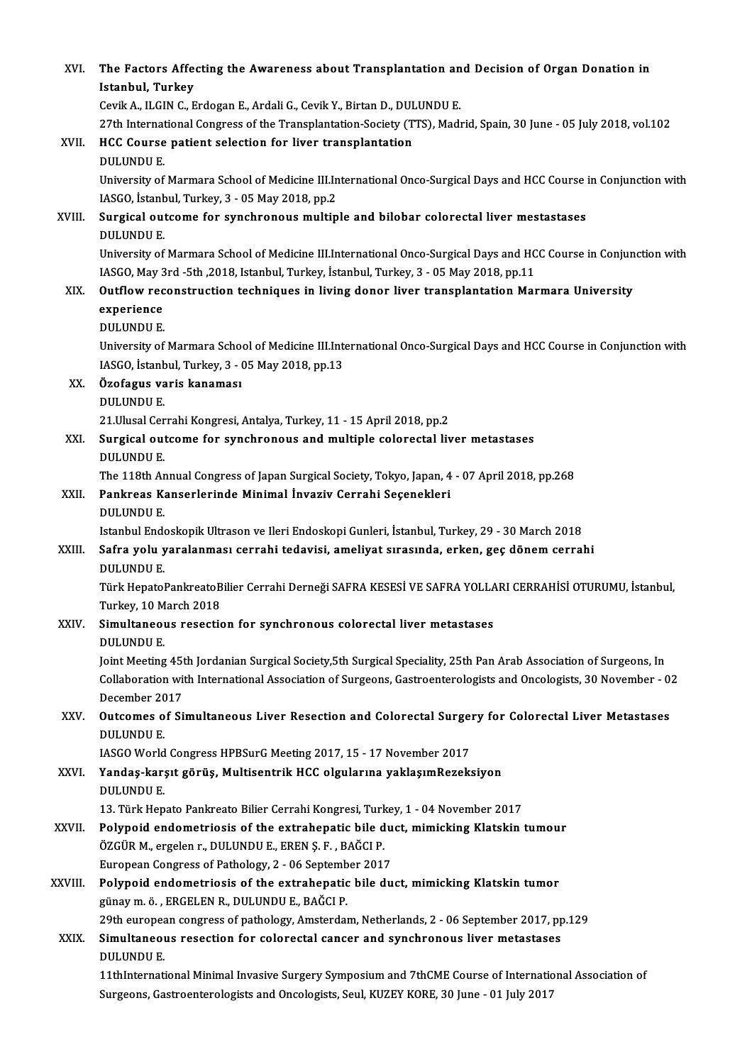XVI. **The Factors Affecting the Awareness about Transplantation and Decision of Organ Donation in Istanbul, Turkey**
Cevik A., ILGIN C., Erdogan E., Ardali G., Cevik Y., Birtan D., DULUNDU E.
27th International Congress of the Transplantation-Society (TTS), Madrid, Spain, 30 June - 05 July 2018, vol.102

XVII. **HCC Course patient selection for liver transplantation**
DULUNDU E.
University of Marmara School of Medicine III.International Onco-Surgical Days and HCC Course in Conjunction with IASGO, İstanbul, Turkey, 3 - 05 May 2018, pp.2

XVIII. **Surgical outcome for synchronous multiple and bilobar colorectal liver mestastases**
DULUNDU E.
University of Marmara School of Medicine III.International Onco-Surgical Days and HCC Course in Conjunction with IASGO, May 3rd -5th ,2018, Istanbul, Turkey, İstanbul, Turkey, 3 - 05 May 2018, pp.11

XIX. **Outflow reconstruction techniques in living donor liver transplantation Marmara University experience**
DULUNDU E.
University of Marmara School of Medicine III.International Onco-Surgical Days and HCC Course in Conjunction with IASGO, İstanbul, Turkey, 3 - 05 May 2018, pp.13

XX. **Özofagus varis kanaması**
DULUNDU E.
21.Ulusal Cerrahi Kongresi, Antalya, Turkey, 11 - 15 April 2018, pp.2

XXI. **Surgical outcome for synchronous and multiple colorectal liver metastases**
DULUNDU E.
The 118th Annual Congress of Japan Surgical Society, Tokyo, Japan, 4 - 07 April 2018, pp.268

XXII. **Pankreas Kanserlerinde Minimal İnvaziv Cerrahi Seçenekleri**
DULUNDU E.
Istanbul Endoskopik Ultrason ve Ileri Endoskopi Gunleri, İstanbul, Turkey, 29 - 30 March 2018

XXIII. **Safra yolu yaralanması cerrahi tedavisi, ameliyat sırasında, erken, geç dönem cerrahi**
DULUNDU E.
Türk HepatoPankreatoBilier Cerrahi Derneği SAFRA KESESİ VE SAFRA YOLLARI CERRAHİSİ OTURUMU, İstanbul, Turkey, 10 March 2018

XXIV. **Simultaneous resection for synchronous colorectal liver metastases**
DULUNDU E.
Joint Meeting 45th Jordanian Surgical Society,5th Surgical Speciality, 25th Pan Arab Association of Surgeons, In Collaboration with International Association of Surgeons, Gastroenterologists and Oncologists, 30 November - 02 December 2017

XXV. **Outcomes of Simultaneous Liver Resection and Colorectal Surgery for Colorectal Liver Metastases**
DULUNDU E.
IASGO World Congress HPBSurG Meeting 2017, 15 - 17 November 2017

XXVI. **Yandaş-karşıt görüş, Multisentrik HCC olgularına yaklaşımRezeksiyon**
DULUNDU E.
13. Türk Hepato Pankreato Bilier Cerrahi Kongresi, Turkey, 1 - 04 November 2017

XXVII. **Polypoid endometriosis of the extrahepatic bile duct, mimicking Klatskin tumour**
ÖZGÜR M., ergelen r., DULUNDU E., EREN Ş. F. , BAĞCI P.
European Congress of Pathology, 2 - 06 September 2017

XXVIII. **Polypoid endometriosis of the extrahepatic bile duct, mimicking Klatskin tumor**
günay m. ö. , ERGELEN R., DULUNDU E., BAĞCI P.
29th european congress of pathology, Amsterdam, Netherlands, 2 - 06 September 2017, pp.129

XXIX. **Simultaneous resection for colorectal cancer and synchronous liver metastases**
DULUNDU E.
11thInternational Minimal Invasive Surgery Symposium and 7thCME Course of International Association of Surgeons, Gastroenterologists and Oncologists, Seul, KUZEY KORE, 30 June - 01 July 2017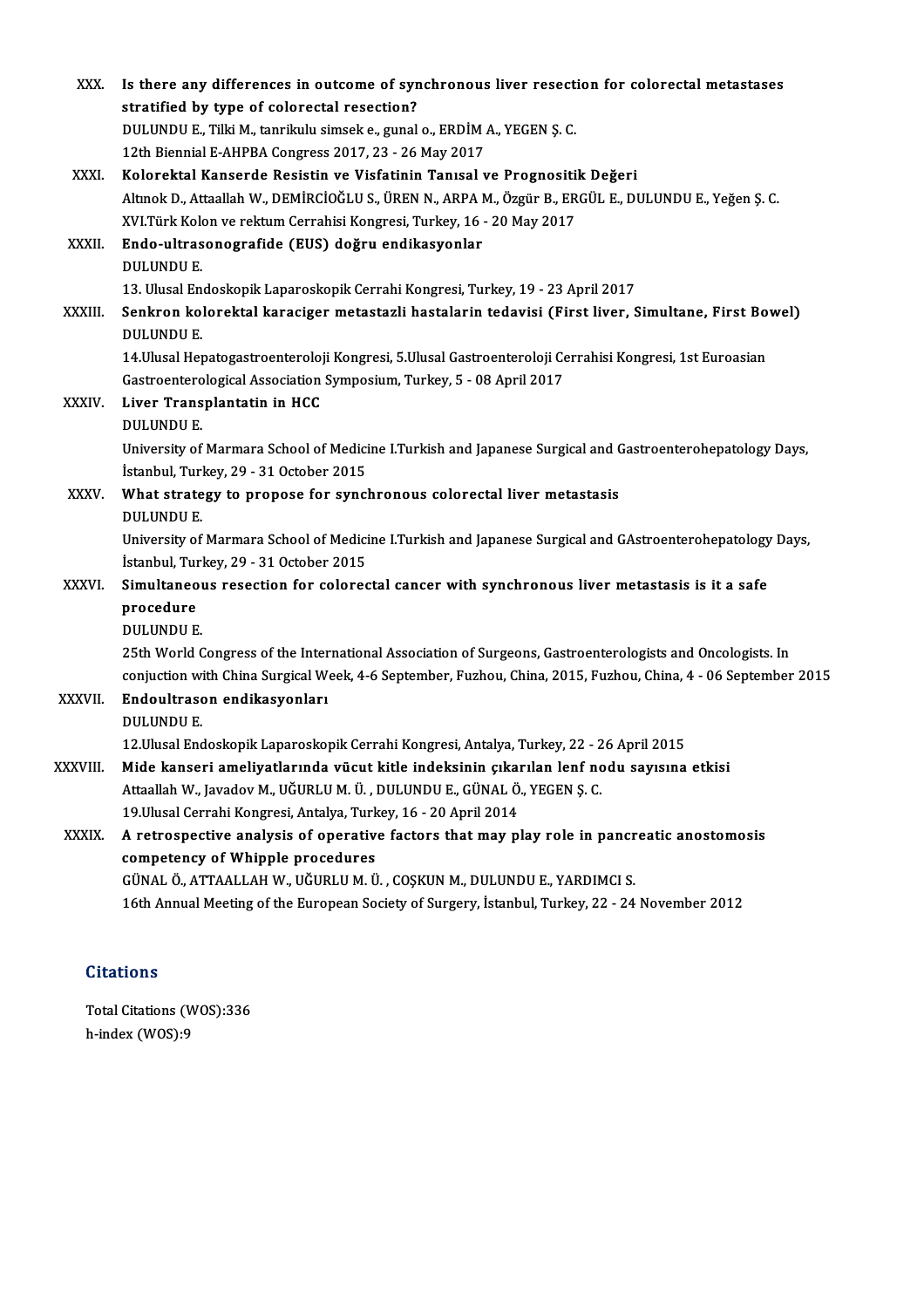XXX. **Is there any differences in outcome of synchronous liver resection for colorectal metastases stratified by type of colorectal resection?**
DULUNDU E., Tilki M., tanrikulu simsek e., gunal o., ERDİM A., YEGEN Ş. C.
12th Biennial E-AHPBA Congress 2017, 23 - 26 May 2017

XXXI. **Kolorektal Kanserde Resistin ve Visfatinin Tanısal ve Prognositik Değeri**
Altınok D., Attaallah W., DEMİRCİOĞLU S., ÜREN N., ARPA M., Özgür B., ERGÜL E., DULUNDU E., Yeğen Ş. C.
XVI.Türk Kolon ve rektum Cerrahisi Kongresi, Turkey, 16 - 20 May 2017

XXXII. **Endo-ultrasonografide (EUS) doğru endikasyonlar**
DULUNDU E.
13. Ulusal Endoskopik Laparoskopik Cerrahi Kongresi, Turkey, 19 - 23 April 2017

XXXIII. **Senkron kolorektal karaciger metastazli hastalarin tedavisi (First liver, Simultane, First Bowel)**
DULUNDU E.
14.Ulusal Hepatogastroenteroloji Kongresi, 5.Ulusal Gastroenteroloji Cerrahisi Kongresi, 1st Euroasian Gastroenterological Association Symposium, Turkey, 5 - 08 April 2017

XXXIV. **Liver Transplantatin in HCC**
DULUNDU E.
University of Marmara School of Medicine I.Turkish and Japanese Surgical and Gastroenterohepatology Days, İstanbul, Turkey, 29 - 31 October 2015

XXXV. **What strategy to propose for synchronous colorectal liver metastasis**
DULUNDU E.
University of Marmara School of Medicine I.Turkish and Japanese Surgical and GAstroenterohepatology Days, İstanbul, Turkey, 29 - 31 October 2015

XXXVI. **Simultaneous resection for colorectal cancer with synchronous liver metastasis is it a safe procedure**
DULUNDU E.
25th World Congress of the International Association of Surgeons, Gastroenterologists and Oncologists. In conjuction with China Surgical Week, 4-6 September, Fuzhou, China, 2015, Fuzhou, China, 4 - 06 September 2015

XXXVII. **Endoultrason endikasyonları**
DULUNDU E.
12.Ulusal Endoskopik Laparoskopik Cerrahi Kongresi, Antalya, Turkey, 22 - 26 April 2015

XXXVIII. **Mide kanseri ameliyatlarında vücut kitle indeksinin çıkarılan lenf nodu sayısına etkisi**
Attaallah W., Javadov M., UĞURLU M. Ü. , DULUNDU E., GÜNAL Ö., YEGEN Ş. C.
19.Ulusal Cerrahi Kongresi, Antalya, Turkey, 16 - 20 April 2014

XXXIX. **A retrospective analysis of operative factors that may play role in pancreatic anostomosis competency of Whipple procedures**
GÜNAL Ö., ATTAALLAH W., UĞURLU M. Ü. , COŞKUN M., DULUNDU E., YARDIMCI S.
16th Annual Meeting of the European Society of Surgery, İstanbul, Turkey, 22 - 24 November 2012

## Citations

Total Citations (WOS):336
h-index (WOS):9